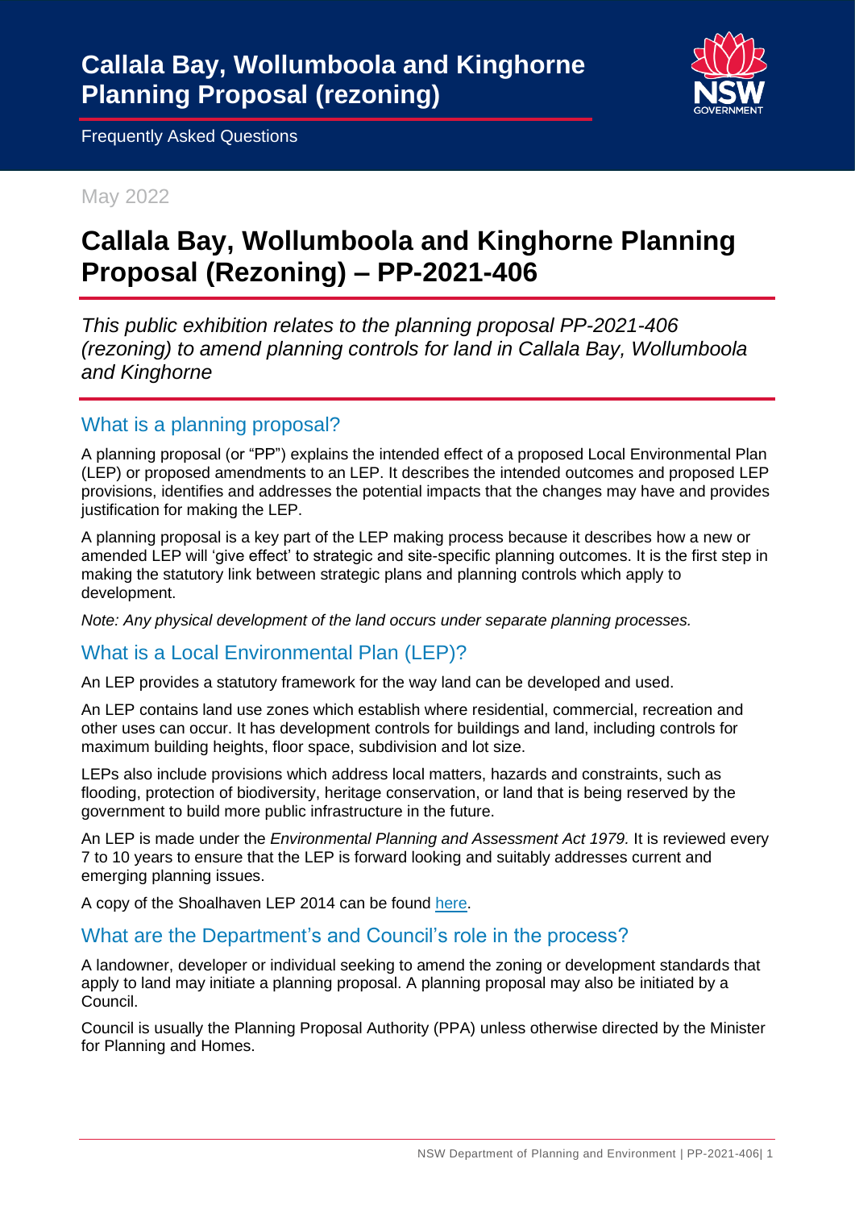# Callala Bay, Wollumboola and Kinghorne Planning Proposal (rezoning)

Frequently Asked Questions

May 2022

# Callala Bay, Wollumboola and Kinghorne Planning Proposal (Rezoning) – PP-2021-406

*This public exhibition relates to the planning proposal PP-2021-406 (rezoning) to amend planning controls for land in Callala Bay, Wollumboola and Kinghorne*

## What is a planning proposal?

A planning proposal (or "PP") explains the intended effect of a proposed Local Environmental Plan (LEP) or proposed amendments to an LEP. It describes the intended outcomes and proposed LEP provisions, identifies and addresses the potential impacts that the changes may have and provides justification for making the LEP.

A planning proposal is a key part of the LEP making process because it describes how a new or amended LEP will 'give effect' to strategic and site-specific planning outcomes. It is the first step in making the statutory link between strategic plans and planning controls which apply to development.

*Note: Any physical development of the land occurs under separate planning processes.*

## What is a Local Environmental Plan (LEP)?

An LEP provides a statutory framework for the way land can be developed and used.

An LEP contains land use zones which establish where residential, commercial, recreation and other uses can occur. It has development controls for buildings and land, including controls for maximum building heights, floor space, subdivision and lot size.

LEPs also include provisions which address local matters, hazards and constraints, such as flooding, protection of biodiversity, heritage conservation, or land that is being reserved by the government to build more public infrastructure in the future.

An LEP is made under the *Environmental Planning and Assessment Act 1979.* It is reviewed every 7 to 10 years to ensure that the LEP is forward looking and suitably addresses current and emerging planning issues.

A copy of the Shoalhaven LEP 2014 can be found here.

## What are the Department's and Council's role in the process?

A landowner, developer or individual seeking to amend the zoning or development standards that apply to land may initiate a planning proposal. A planning proposal may also be initiated by a Council.

Council is usually the Planning Proposal Authority (PPA) unless otherwise directed by the Minister for Planning and Homes.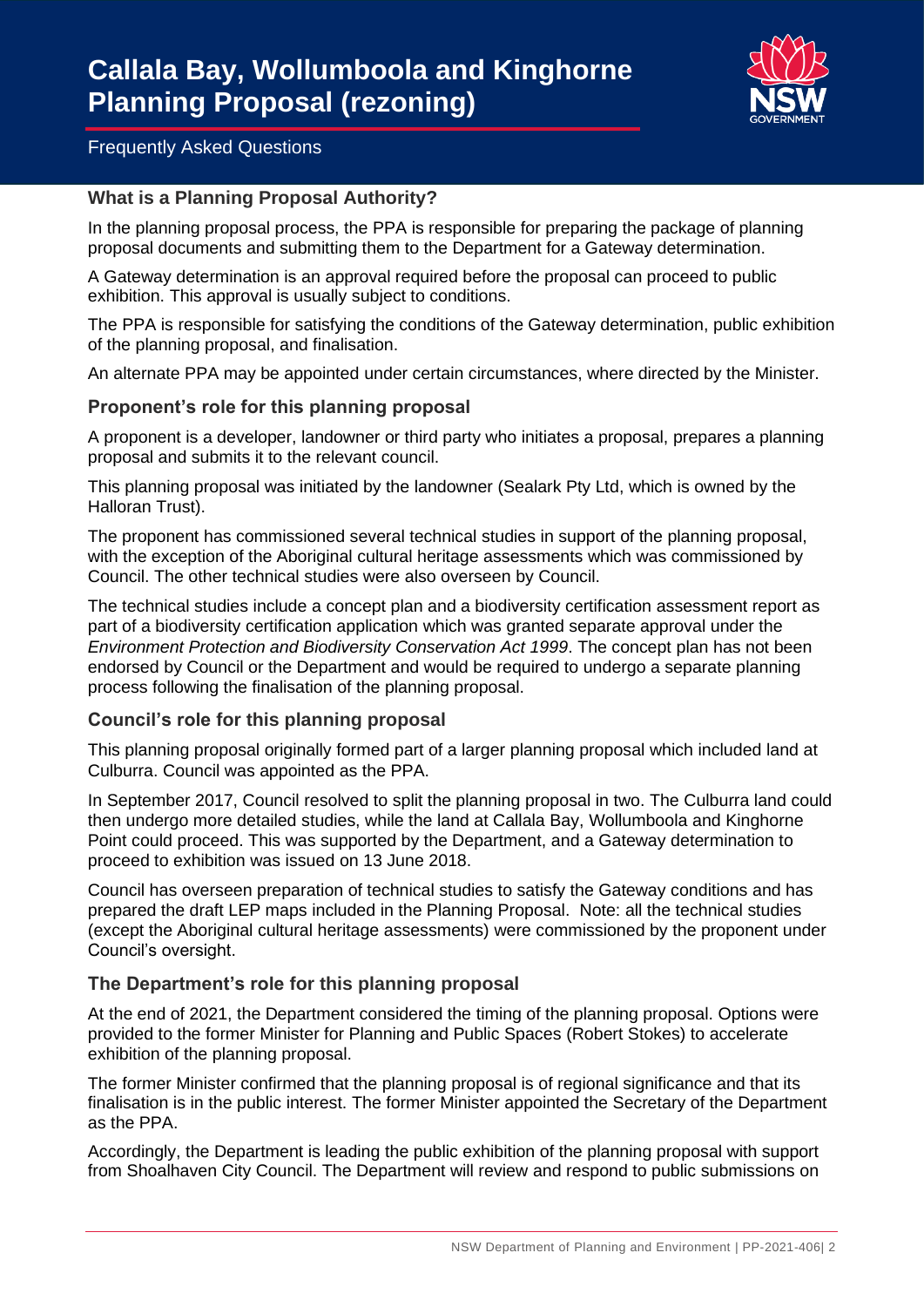# Callala Bay, Wollumboola and Kinghorne Planning Proposal (rezoning)

Frequently Asked Questions

### What is a Planning Proposal Authority?

In the planning proposal process, the PPA is responsible for preparing the package of planning proposal documents and submitting them to the Department for a Gateway determination.

A Gateway determination is an approval required before the proposal can proceed to public exhibition. This approval is usually subject to conditions.

The PPA is responsible for satisfying the conditions of the Gateway determination, public exhibition of the planning proposal, and finalisation.

An alternate PPA may be appointed under certain circumstances, where directed by the Minister.

### Proponent's role for this planning proposal

A proponent is a developer, landowner or third party who initiates a proposal, prepares a planning proposal and submits it to the relevant council.

This planning proposal was initiated by the landowner (Sealark Pty Ltd, which is owned by the Halloran Trust).

The proponent has commissioned several technical studies in support of the planning proposal, with the exception of the Aboriginal cultural heritage assessments which was commissioned by Council. The other technical studies were also overseen by Council.

The technical studies include a concept plan and a biodiversity certification assessment report as part of a biodiversity certification application which was granted separate approval under the *Environment Protection and Biodiversity Conservation Act 1999*. The concept plan has not been endorsed by Council or the Department and would be required to undergo a separate planning process following the finalisation of the planning proposal.

### Council's role for this planning proposal

This planning proposal originally formed part of a larger planning proposal which included land at Culburra. Council was appointed as the PPA.

In September 2017, Council resolved to split the planning proposal in two. The Culburra land could then undergo more detailed studies, while the land at Callala Bay, Wollumboola and Kinghorne Point could proceed. This was supported by the Department, and a Gateway determination to proceed to exhibition was issued on 13 June 2018.

Council has overseen preparation of technical studies to satisfy the Gateway conditions and has prepared the draft LEP maps included in the Planning Proposal. Note: all the technical studies (except the Aboriginal cultural heritage assessments) were commissioned by the proponent under Council's oversight.

### The Department's role for this planning proposal

At the end of 2021, the Department considered the timing of the planning proposal. Options were provided to the former Minister for Planning and Public Spaces (Robert Stokes) to accelerate exhibition of the planning proposal.

The former Minister confirmed that the planning proposal is of regional significance and that its finalisation is in the public interest. The former Minister appointed the Secretary of the Department as the PPA.

Accordingly, the Department is leading the public exhibition of the planning proposal with support from Shoalhaven City Council. The Department will review and respond to public submissions on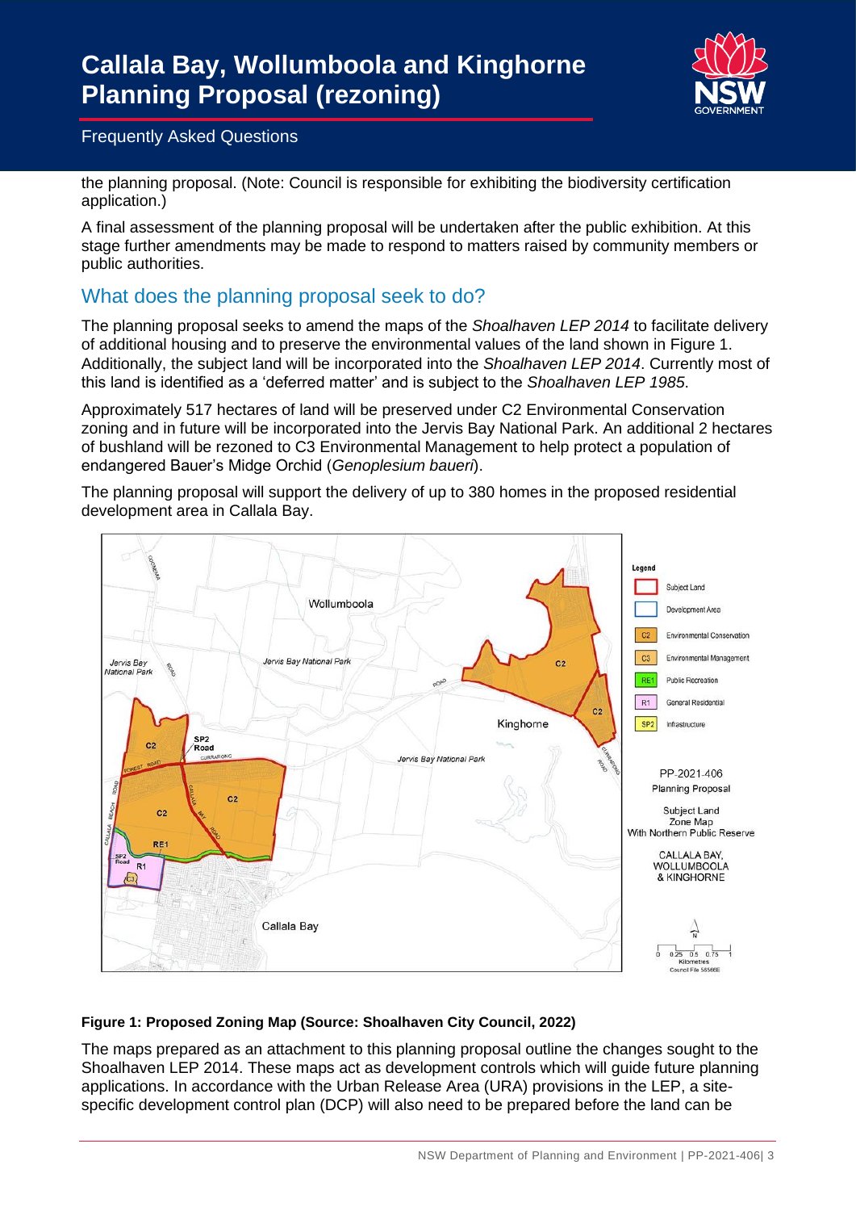the planning proposal. (Note: Council is responsible for exhibiting the biodiversity certification application.)

A final assessment of the planning proposal will be undertaken after the public exhibition. At this stage further amendments may be made to respond to matters raised by community members or public authorities.

## What does the planning proposal seek to do?

The planning proposal seeks to amend the maps of the *Shoalhaven LEP 2014* to facilitate delivery of additional housing and to preserve the environmental values of the land shown in Figure 1. Additionally, the subject land will be incorporated into the *Shoalhaven LEP 2014*. Currently most of this land is identified as a 'deferred matter' and is subject to the *Shoalhaven LEP 1985*.

Approximately 517 hectares of land will be preserved under C2 Environmental Conservation zoning and in future will be incorporated into the Jervis Bay National Park. An additional 2 hectares of bushland will be rezoned to C3 Environmental Management to help protect a population of endangered Bauer's Midge Orchid (*Genoplesium baueri*).

The planning proposal will support the delivery of up to 380 homes in the proposed residential development area in Callala Bay.

**Figure 1: Proposed Zoning Map (Source: Shoalhaven City Council, 2022)**

The maps prepared as an attachment to this planning proposal outline the changes sought to the Shoalhaven LEP 2014. These maps act as development controls which will guide future planning applications. In accordance with the Urban Release Area (URA) provisions in the LEP, a site-specific development control plan (DCP) will also need to be prepared before the land can be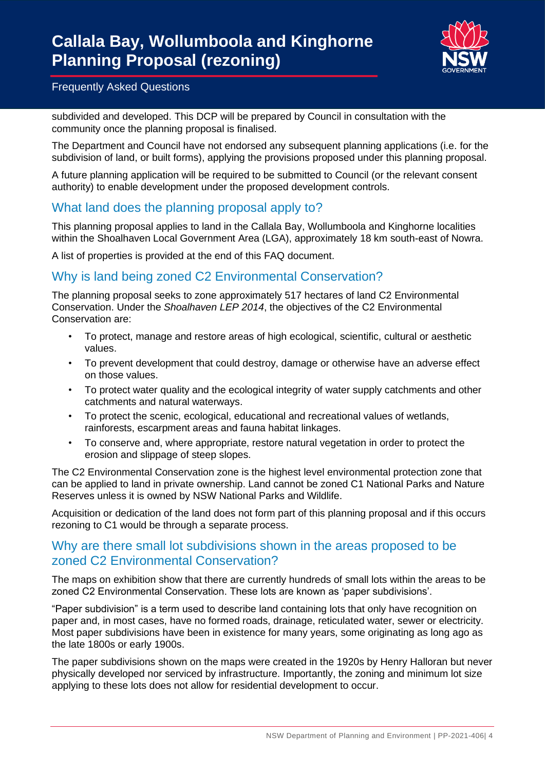subdivided and developed. This DCP will be prepared by Council in consultation with the community once the planning proposal is finalised.

The Department and Council have not endorsed any subsequent planning applications (i.e. for the subdivision of land, or built forms), applying the provisions proposed under this planning proposal.

A future planning application will be required to be submitted to Council (or the relevant consent authority) to enable development under the proposed development controls.

## What land does the planning proposal apply to?

This planning proposal applies to land in the Callala Bay, Wollumboola and Kinghorne localities within the Shoalhaven Local Government Area (LGA), approximately 18 km south-east of Nowra.

A list of properties is provided at the end of this FAQ document.

## Why is land being zoned C2 Environmental Conservation?

The planning proposal seeks to zone approximately 517 hectares of land C2 Environmental Conservation. Under the *Shoalhaven LEP 2014*, the objectives of the C2 Environmental Conservation are:

- To protect, manage and restore areas of high ecological, scientific, cultural or aesthetic values.
- To prevent development that could destroy, damage or otherwise have an adverse effect on those values.
- To protect water quality and the ecological integrity of water supply catchments and other catchments and natural waterways.
- To protect the scenic, ecological, educational and recreational values of wetlands, rainforests, escarpment areas and fauna habitat linkages.
- To conserve and, where appropriate, restore natural vegetation in order to protect the erosion and slippage of steep slopes.

The C2 Environmental Conservation zone is the highest level environmental protection zone that can be applied to land in private ownership. Land cannot be zoned C1 National Parks and Nature Reserves unless it is owned by NSW National Parks and Wildlife.

Acquisition or dedication of the land does not form part of this planning proposal and if this occurs rezoning to C1 would be through a separate process.

## Why are there small lot subdivisions shown in the areas proposed to be zoned C2 Environmental Conservation?

The maps on exhibition show that there are currently hundreds of small lots within the areas to be zoned C2 Environmental Conservation. These lots are known as 'paper subdivisions'.

"Paper subdivision" is a term used to describe land containing lots that only have recognition on paper and, in most cases, have no formed roads, drainage, reticulated water, sewer or electricity. Most paper subdivisions have been in existence for many years, some originating as long ago as the late 1800s or early 1900s.

The paper subdivisions shown on the maps were created in the 1920s by Henry Halloran but never physically developed nor serviced by infrastructure. Importantly, the zoning and minimum lot size applying to these lots does not allow for residential development to occur.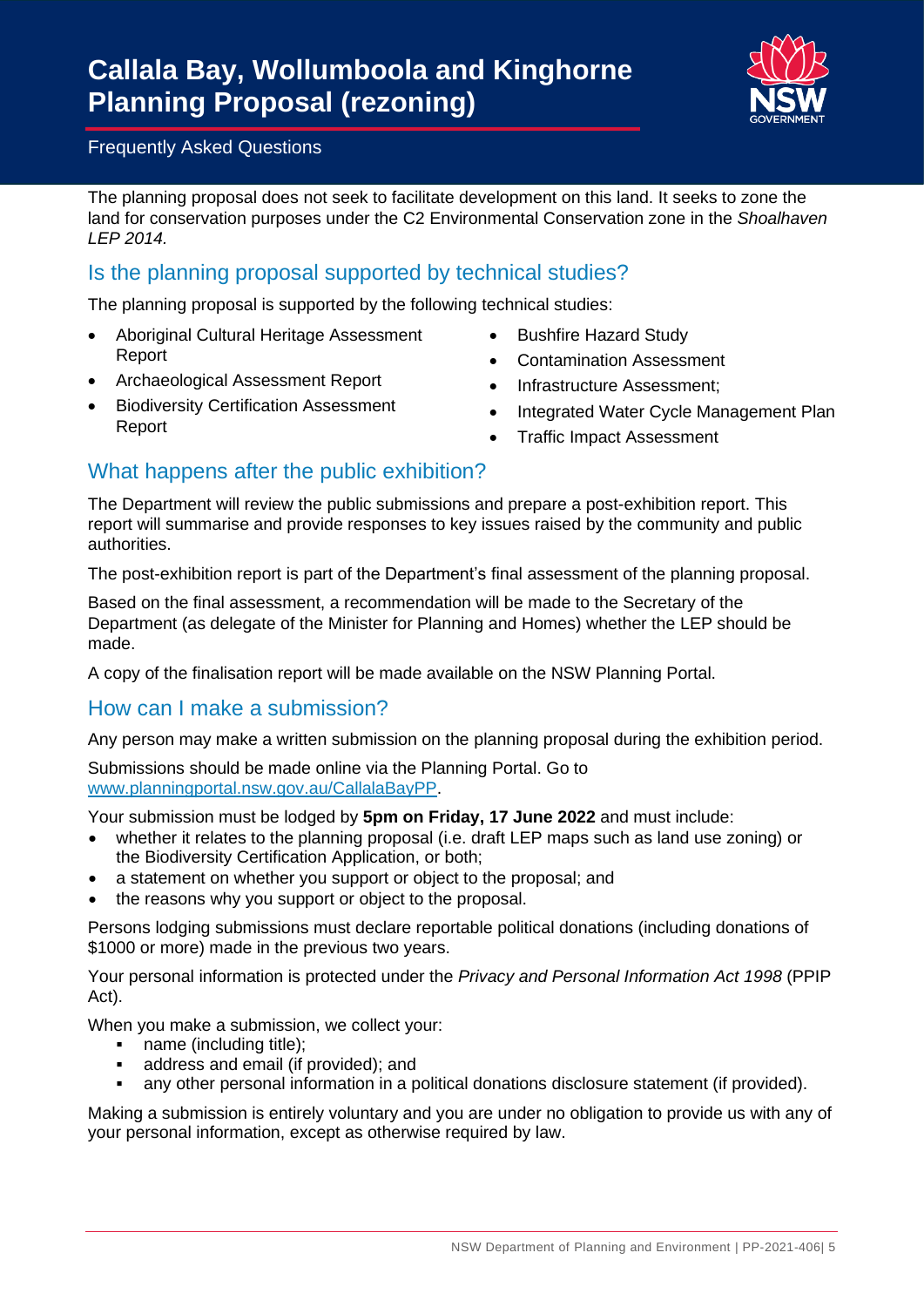The planning proposal does not seek to facilitate development on this land. It seeks to zone the land for conservation purposes under the C2 Environmental Conservation zone in the *Shoalhaven LEP 2014.*

## Is the planning proposal supported by technical studies?

The planning proposal is supported by the following technical studies:

- Aboriginal Cultural Heritage Assessment Report
- Archaeological Assessment Report
- Biodiversity Certification Assessment Report
- Bushfire Hazard Study
- Contamination Assessment
- Infrastructure Assessment;
- Integrated Water Cycle Management Plan
- Traffic Impact Assessment

## What happens after the public exhibition?

The Department will review the public submissions and prepare a post-exhibition report. This report will summarise and provide responses to key issues raised by the community and public authorities.

The post-exhibition report is part of the Department's final assessment of the planning proposal.

Based on the final assessment, a recommendation will be made to the Secretary of the Department (as delegate of the Minister for Planning and Homes) whether the LEP should be made.

A copy of the finalisation report will be made available on the NSW Planning Portal.

## How can I make a submission?

Any person may make a written submission on the planning proposal during the exhibition period.

Submissions should be made online via the Planning Portal. Go to [www.planningportal.nsw.gov.au/CallalaBayPP](www.planningportal.nsw.gov.au/CallalaBayPP).

Your submission must be lodged by **5pm on Friday, 17 June 2022** and must include:

- whether it relates to the planning proposal (i.e. draft LEP maps such as land use zoning) or the Biodiversity Certification Application, or both;
- a statement on whether you support or object to the proposal; and
- the reasons why you support or object to the proposal.

Persons lodging submissions must declare reportable political donations (including donations of $1000 or more) made in the previous two years.

Your personal information is protected under the *Privacy and Personal Information Act 1998* (PPIP Act).

When you make a submission, we collect your:

- name (including title);
- address and email (if provided); and
- any other personal information in a political donations disclosure statement (if provided).

Making a submission is entirely voluntary and you are under no obligation to provide us with any of your personal information, except as otherwise required by law.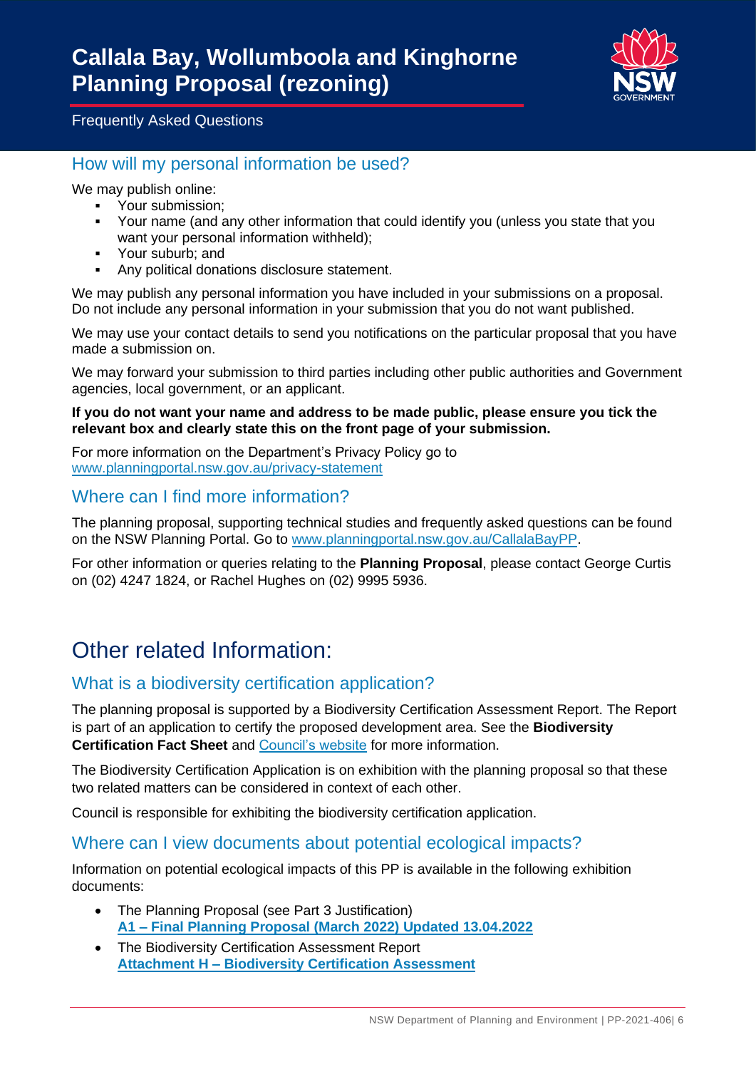# Callala Bay, Wollumboola and Kinghorne Planning Proposal (rezoning)

Frequently Asked Questions

## How will my personal information be used?

We may publish online:

- Your submission;
- Your name (and any other information that could identify you (unless you state that you want your personal information withheld);
- Your suburb; and
- Any political donations disclosure statement.

We may publish any personal information you have included in your submissions on a proposal. Do not include any personal information in your submission that you do not want published.

We may use your contact details to send you notifications on the particular proposal that you have made a submission on.

We may forward your submission to third parties including other public authorities and Government agencies, local government, or an applicant.

**If you do not want your name and address to be made public, please ensure you tick the relevant box and clearly state this on the front page of your submission.**

For more information on the Department's Privacy Policy go to [www.planningportal.nsw.gov.au/privacy-statement](www.planningportal.nsw.gov.au/privacy-statement)

## Where can I find more information?

The planning proposal, supporting technical studies and frequently asked questions can be found on the NSW Planning Portal. Go to [www.planningportal.nsw.gov.au/CallalaBayPP](www.planningportal.nsw.gov.au/CallalaBayPP).

For other information or queries relating to the **Planning Proposal**, please contact George Curtis on (02) 4247 1824, or Rachel Hughes on (02) 9995 5936.

# Other related Information:

## What is a biodiversity certification application?

The planning proposal is supported by a Biodiversity Certification Assessment Report. The Report is part of an application to certify the proposed development area. See the **Biodiversity Certification Fact Sheet** and Council's website for more information.

The Biodiversity Certification Application is on exhibition with the planning proposal so that these two related matters can be considered in context of each other.

Council is responsible for exhibiting the biodiversity certification application.

## Where can I view documents about potential ecological impacts?

Information on potential ecological impacts of this PP is available in the following exhibition documents:

- The Planning Proposal (see Part 3 Justification)
  **A1 – Final Planning Proposal (March 2022) Updated 13.04.2022**
- The Biodiversity Certification Assessment Report
  **Attachment H – Biodiversity Certification Assessment**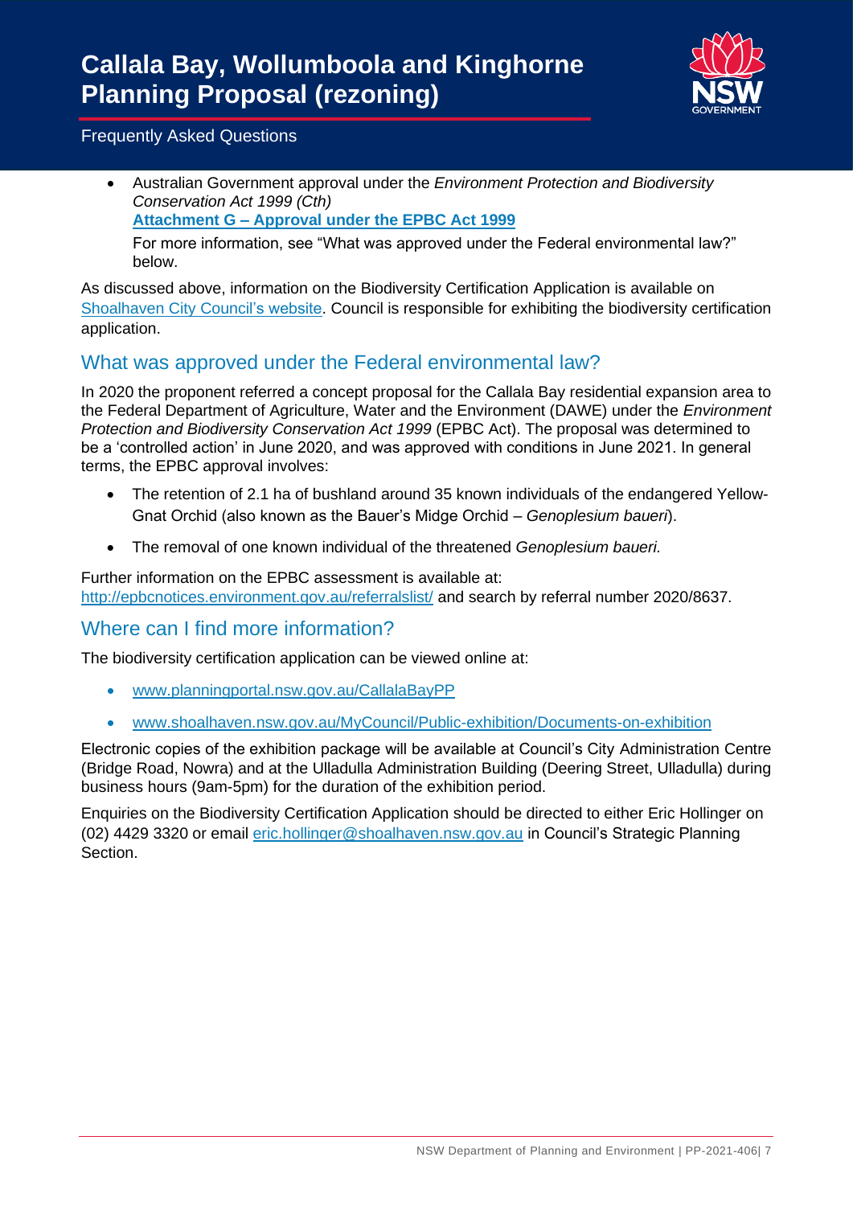- Australian Government approval under the *Environment Protection and Biodiversity Conservation Act 1999 (Cth)*
  **[Attachment G – Approval under the EPBC Act 1999](#)**

  For more information, see "What was approved under the Federal environmental law?" below.

As discussed above, information on the Biodiversity Certification Application is available on Shoalhaven City Council's website. Council is responsible for exhibiting the biodiversity certification application.

## What was approved under the Federal environmental law?

In 2020 the proponent referred a concept proposal for the Callala Bay residential expansion area to the Federal Department of Agriculture, Water and the Environment (DAWE) under the *Environment Protection and Biodiversity Conservation Act 1999* (EPBC Act). The proposal was determined to be a 'controlled action' in June 2020, and was approved with conditions in June 2021. In general terms, the EPBC approval involves:

- The retention of 2.1 ha of bushland around 35 known individuals of the endangered Yellow-Gnat Orchid (also known as the Bauer's Midge Orchid – *Genoplesium baueri*).
- The removal of one known individual of the threatened *Genoplesium baueri.*

Further information on the EPBC assessment is available at:
http://epbcnotices.environment.gov.au/referralslist/ and search by referral number 2020/8637.

## Where can I find more information?

The biodiversity certification application can be viewed online at:

- www.planningportal.nsw.gov.au/CallalaBayPP
- www.shoalhaven.nsw.gov.au/MyCouncil/Public-exhibition/Documents-on-exhibition

Electronic copies of the exhibition package will be available at Council's City Administration Centre (Bridge Road, Nowra) and at the Ulladulla Administration Building (Deering Street, Ulladulla) during business hours (9am-5pm) for the duration of the exhibition period.

Enquiries on the Biodiversity Certification Application should be directed to either Eric Hollinger on (02) 4429 3320 or email eric.hollinger@shoalhaven.nsw.gov.au in Council's Strategic Planning Section.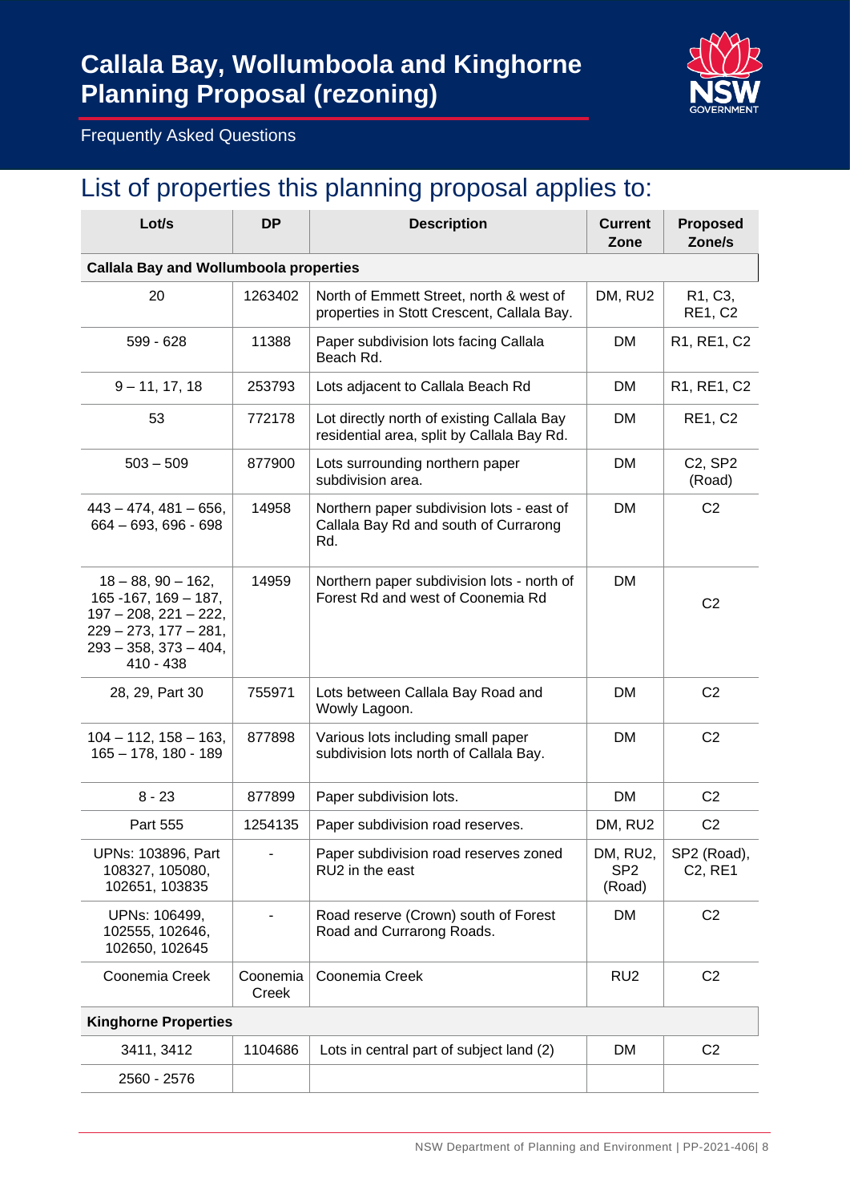# Callala Bay, Wollumboola and Kinghorne Planning Proposal (rezoning)

Frequently Asked Questions

## List of properties this planning proposal applies to:

| Lot/s | DP | Description | Current Zone | Proposed Zone/s |
|---|---|---|---|---|
| **Callala Bay and Wollumboola properties** | | | | |
| 20 | 1263402 | North of Emmett Street, north & west of properties in Stott Crescent, Callala Bay. | DM, RU2 | R1, C3, RE1, C2 |
| 599 - 628 | 11388 | Paper subdivision lots facing Callala Beach Rd. | DM | R1, RE1, C2 |
| 9 – 11, 17, 18 | 253793 | Lots adjacent to Callala Beach Rd | DM | R1, RE1, C2 |
| 53 | 772178 | Lot directly north of existing Callala Bay residential area, split by Callala Bay Rd. | DM | RE1, C2 |
| 503 – 509 | 877900 | Lots surrounding northern paper subdivision area. | DM | C2, SP2 (Road) |
| 443 – 474, 481 – 656, 664 – 693, 696 - 698 | 14958 | Northern paper subdivision lots - east of Callala Bay Rd and south of Currarong Rd. | DM | C2 |
| 18 – 88, 90 – 162, 165 -167, 169 – 187, 197 – 208, 221 – 222, 229 – 273, 177 – 281, 293 – 358, 373 – 404, 410 - 438 | 14959 | Northern paper subdivision lots - north of Forest Rd and west of Coonemia Rd | DM | C2 |
| 28, 29, Part 30 | 755971 | Lots between Callala Bay Road and Wowly Lagoon. | DM | C2 |
| 104 – 112, 158 – 163, 165 – 178, 180 - 189 | 877898 | Various lots including small paper subdivision lots north of Callala Bay. | DM | C2 |
| 8 - 23 | 877899 | Paper subdivision lots. | DM | C2 |
| Part 555 | 1254135 | Paper subdivision road reserves. | DM, RU2 | C2 |
| UPNs: 103896, Part 108327, 105080, 102651, 103835 | - | Paper subdivision road reserves zoned RU2 in the east | DM, RU2, SP2 (Road) | SP2 (Road), C2, RE1 |
| UPNs: 106499, 102555, 102646, 102650, 102645 | - | Road reserve (Crown) south of Forest Road and Currarong Roads. | DM | C2 |
| Coonemia Creek | Coonemia Creek | Coonemia Creek | RU2 | C2 |
| **Kinghorne Properties** | | | | |
| 3411, 3412 | 1104686 | Lots in central part of subject land (2) | DM | C2 |
| 2560 - 2576 | | | | |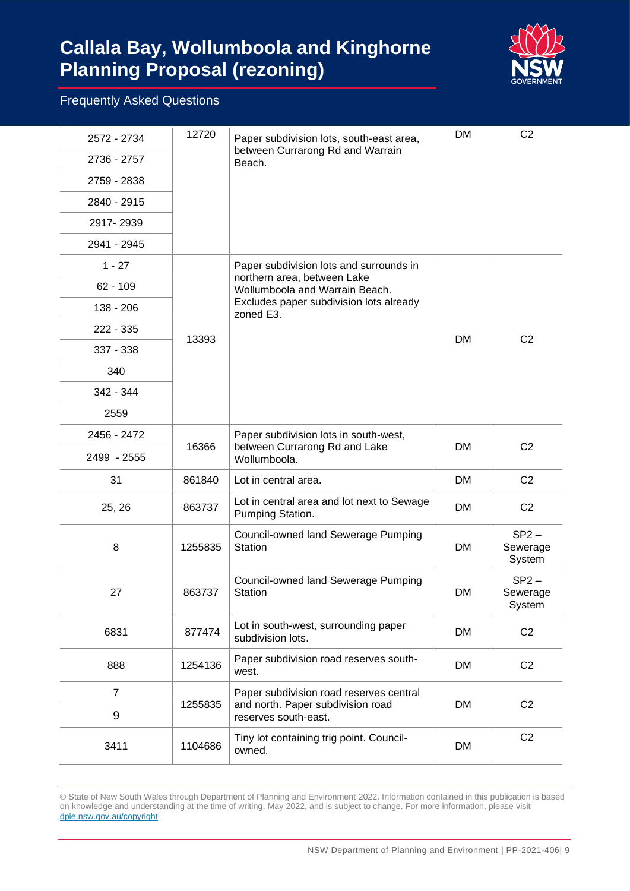| | | | | |
|---|---|---|---|---|
| 2572 - 2734 | 12720 | Paper subdivision lots, south-east area, between Currarong Rd and Warrain Beach. | DM | C2 |
| 2736 - 2757 | | | | |
| 2759 - 2838 | | | | |
| 2840 - 2915 | | | | |
| 2917- 2939 | | | | |
| 2941 - 2945 | | | | |
| 1 - 27 | 13393 | Paper subdivision lots and surrounds in northern area, between Lake Wollumboola and Warrain Beach. Excludes paper subdivision lots already zoned E3. | DM | C2 |
| 62 - 109 | | | | |
| 138 - 206 | | | | |
| 222 - 335 | | | | |
| 337 - 338 | | | | |
| 340 | | | | |
| 342 - 344 | | | | |
| 2559 | | | | |
| 2456 - 2472 | 16366 | Paper subdivision lots in south-west, between Currarong Rd and Lake Wollumboola. | DM | C2 |
| 2499 - 2555 | | | | |
| 31 | 861840 | Lot in central area. | DM | C2 |
| 25, 26 | 863737 | Lot in central area and lot next to Sewage Pumping Station. | DM | C2 |
| 8 | 1255835 | Council-owned land Sewerage Pumping Station | DM | SP2 – Sewerage System |
| 27 | 863737 | Council-owned land Sewerage Pumping Station | DM | SP2 – Sewerage System |
| 6831 | 877474 | Lot in south-west, surrounding paper subdivision lots. | DM | C2 |
| 888 | 1254136 | Paper subdivision road reserves south-west. | DM | C2 |
| 7 | 1255835 | Paper subdivision road reserves central and north. Paper subdivision road reserves south-east. | DM | C2 |
| 9 | | | | |
| 3411 | 1104686 | Tiny lot containing trig point. Council-owned. | DM | C2 |

© State of New South Wales through Department of Planning and Environment 2022. Information contained in this publication is based on knowledge and understanding at the time of writing, May 2022, and is subject to change. For more information, please visit dpie.nsw.gov.au/copyright